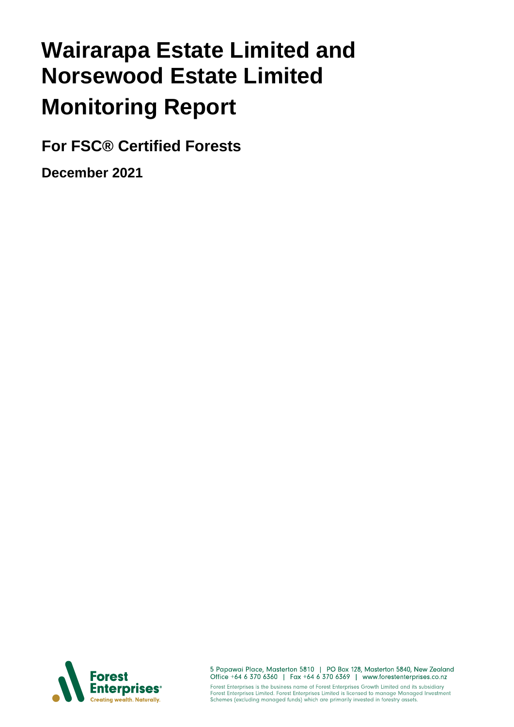# Wairarapa Estate Limited and Norsewood Estate Limited

# Monitoring Report

## For FSC® Certified Forests

**December 2021**

Forest Enterprises
Creating wealth. Naturally.

5 Papawai Place, Masterton 5810 | PO Box 128, Masterton 5840, New Zealand
Office +64 6 370 6360 | Fax +64 6 370 6369 | www.forestenterprises.co.nz

Forest Enterprises is the business name of Forest Enterprises Growth Limited and its subsidiary Forest Enterprises Limited. Forest Enterprises Limited is licensed to manage Managed Investment Schemes (excluding managed funds) which are primarily invested in forestry assets.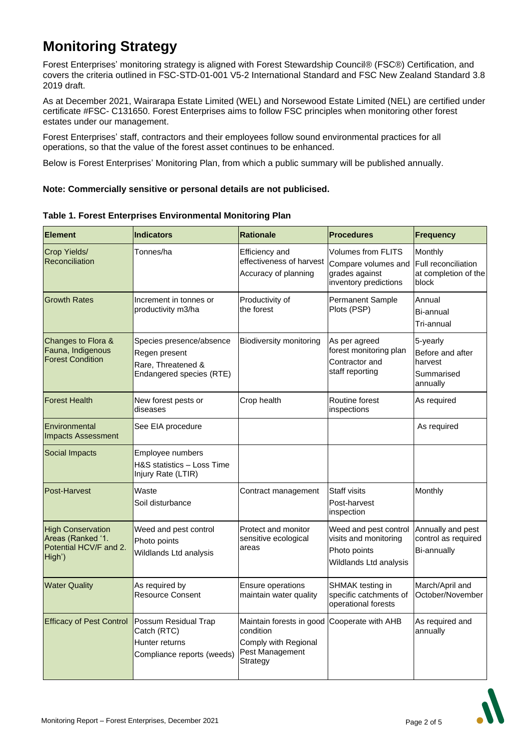# Monitoring Strategy

Forest Enterprises' monitoring strategy is aligned with Forest Stewardship Council® (FSC®) Certification, and covers the criteria outlined in FSC-STD-01-001 V5-2 International Standard and FSC New Zealand Standard 3.8 2019 draft.

As at December 2021, Wairarapa Estate Limited (WEL) and Norsewood Estate Limited (NEL) are certified under certificate #FSC- C131650. Forest Enterprises aims to follow FSC principles when monitoring other forest estates under our management.

Forest Enterprises' staff, contractors and their employees follow sound environmental practices for all operations, so that the value of the forest asset continues to be enhanced.

Below is Forest Enterprises' Monitoring Plan, from which a public summary will be published annually.

**Note: Commercially sensitive or personal details are not publicised.**

**Table 1. Forest Enterprises Environmental Monitoring Plan**

| Element | Indicators | Rationale | Procedures | Frequency |
|---|---|---|---|---|
| Crop Yields/ Reconciliation | Tonnes/ha | Efficiency and effectiveness of harvest<br>Accuracy of planning | Volumes from FLITS<br>Compare volumes and grades against inventory predictions | Monthly<br>Full reconciliation at completion of the block |
| Growth Rates | Increment in tonnes or productivity m3/ha | Productivity of the forest | Permanent Sample Plots (PSP) | Annual<br>Bi-annual<br>Tri-annual |
| Changes to Flora & Fauna, Indigenous Forest Condition | Species presence/absence<br>Regen present<br>Rare, Threatened & Endangered species (RTE) | Biodiversity monitoring | As per agreed forest monitoring plan<br>Contractor and staff reporting | 5-yearly<br>Before and after harvest<br>Summarised annually |
| Forest Health | New forest pests or diseases | Crop health | Routine forest inspections | As required |
| Environmental Impacts Assessment | See EIA procedure | | | As required |
| Social Impacts | Employee numbers<br>H&S statistics – Loss Time Injury Rate (LTIR) | | | |
| Post-Harvest | Waste<br>Soil disturbance | Contract management | Staff visits<br>Post-harvest inspection | Monthly |
| High Conservation Areas (Ranked '1. Potential HCV/F and 2. High') | Weed and pest control<br>Photo points<br>Wildlands Ltd analysis | Protect and monitor sensitive ecological areas | Weed and pest control visits and monitoring<br>Photo points<br>Wildlands Ltd analysis | Annually and pest control as required<br>Bi-annually |
| Water Quality | As required by Resource Consent | Ensure operations maintain water quality | SHMAK testing in specific catchments of operational forests | March/April and October/November |
| Efficacy of Pest Control | Possum Residual Trap Catch (RTC)<br>Hunter returns<br>Compliance reports (weeds) | Maintain forests in good condition<br>Comply with Regional Pest Management Strategy | Cooperate with AHB | As required and annually |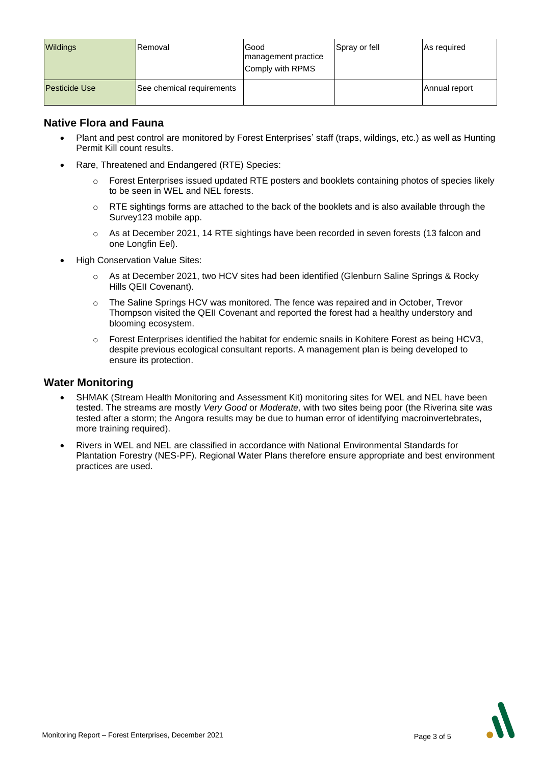| | | | | |
|---|---|---|---|---|
| Wildings | Removal | Good management practice<br>Comply with RPMS | Spray or fell | As required |
| Pesticide Use | See chemical requirements | | | Annual report |

## Native Flora and Fauna

- Plant and pest control are monitored by Forest Enterprises' staff (traps, wildings, etc.) as well as Hunting Permit Kill count results.
- Rare, Threatened and Endangered (RTE) Species:
  - Forest Enterprises issued updated RTE posters and booklets containing photos of species likely to be seen in WEL and NEL forests.
  - RTE sightings forms are attached to the back of the booklets and is also available through the Survey123 mobile app.
  - As at December 2021, 14 RTE sightings have been recorded in seven forests (13 falcon and one Longfin Eel).
- High Conservation Value Sites:
  - As at December 2021, two HCV sites had been identified (Glenburn Saline Springs & Rocky Hills QEII Covenant).
  - The Saline Springs HCV was monitored. The fence was repaired and in October, Trevor Thompson visited the QEII Covenant and reported the forest had a healthy understory and blooming ecosystem.
  - Forest Enterprises identified the habitat for endemic snails in Kohitere Forest as being HCV3, despite previous ecological consultant reports. A management plan is being developed to ensure its protection.

## Water Monitoring

- SHMAK (Stream Health Monitoring and Assessment Kit) monitoring sites for WEL and NEL have been tested. The streams are mostly *Very Good* or *Moderate,* with two sites being poor (the Riverina site was tested after a storm; the Angora results may be due to human error of identifying macroinvertebrates, more training required).
- Rivers in WEL and NEL are classified in accordance with National Environmental Standards for Plantation Forestry (NES-PF). Regional Water Plans therefore ensure appropriate and best environment practices are used.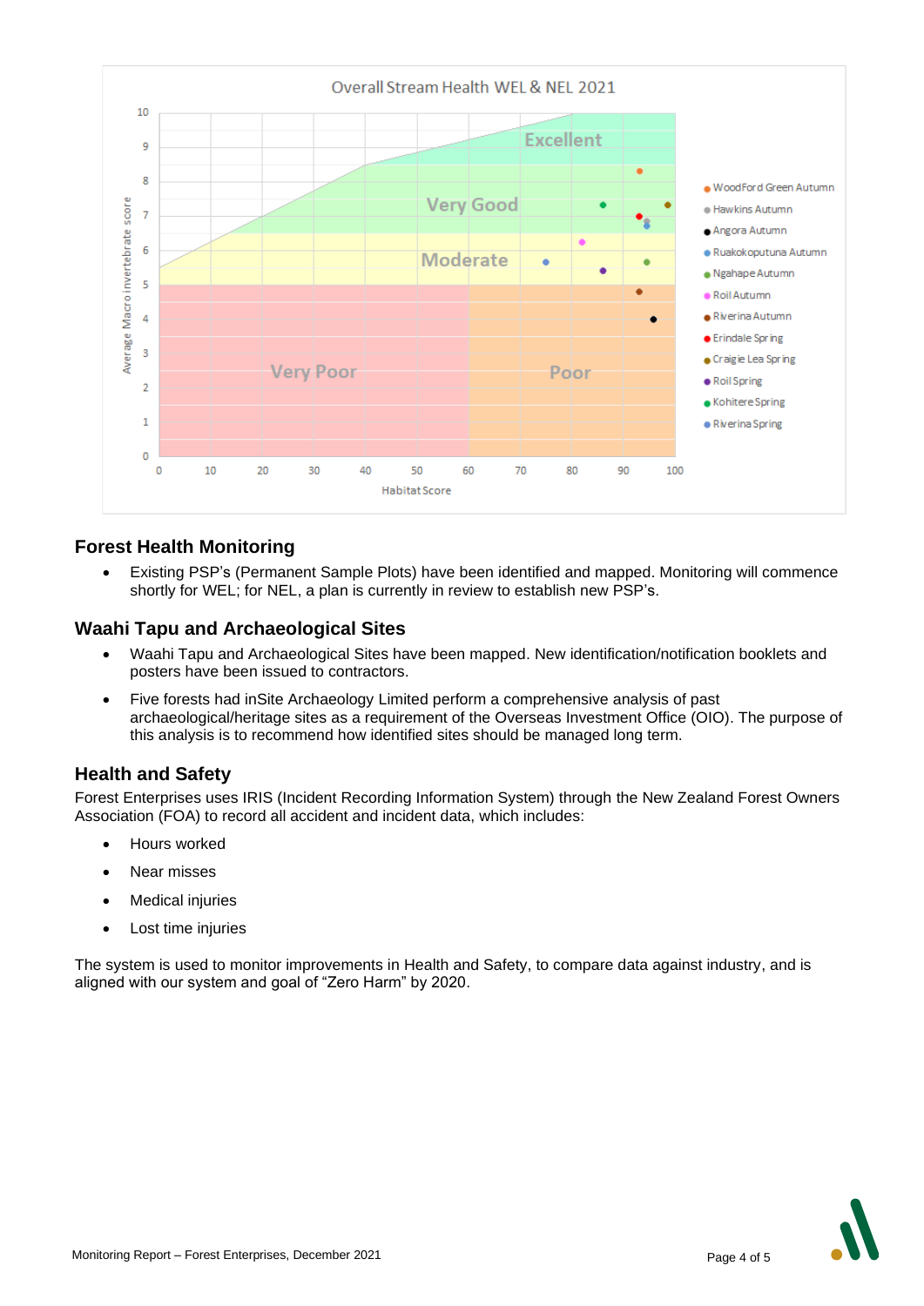Overall Stream Health WEL & NEL 2021

Average Macro invertebrate score

10
9
8
7
6
5
4
3
2
1
0

Habitat Score

0 10 20 30 40 50 60 70 80 90 100

Excellent
Very Good
Moderate
Very Poor
Poor

WoodFord Green Autumn
Hawkins Autumn
Angora Autumn
Ruakokoputuna Autumn
Ngahape Autumn
Roil Autumn
Riverina Autumn
Erindale Spring
Craigie Lea Spring
Roil Spring
Kohitere Spring
Riverina Spring

## Forest Health Monitoring

- Existing PSP's (Permanent Sample Plots) have been identified and mapped. Monitoring will commence shortly for WEL; for NEL, a plan is currently in review to establish new PSP's.

## Waahi Tapu and Archaeological Sites

- Waahi Tapu and Archaeological Sites have been mapped. New identification/notification booklets and posters have been issued to contractors.
- Five forests had inSite Archaeology Limited perform a comprehensive analysis of past archaeological/heritage sites as a requirement of the Overseas Investment Office (OIO). The purpose of this analysis is to recommend how identified sites should be managed long term.

## Health and Safety

Forest Enterprises uses IRIS (Incident Recording Information System) through the New Zealand Forest Owners Association (FOA) to record all accident and incident data, which includes:

- Hours worked
- Near misses
- Medical injuries
- Lost time injuries

The system is used to monitor improvements in Health and Safety, to compare data against industry, and is aligned with our system and goal of "Zero Harm" by 2020.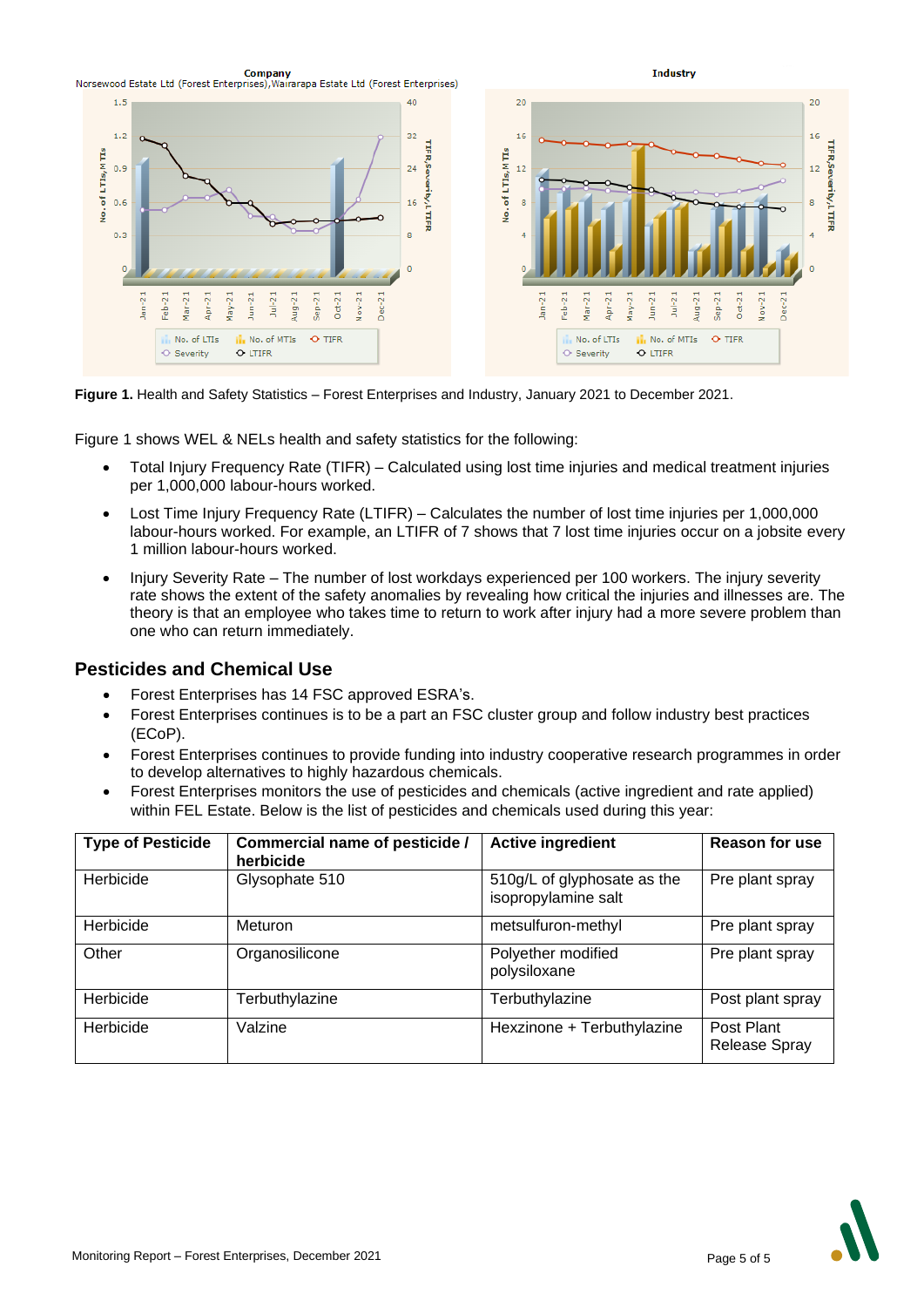Company
Norsewood Estate Ltd (Forest Enterprises),Wairarapa Estate Ltd (Forest Enterprises)

No. of LTIs,MTIs

TIFR,Severity,LTIFR

1.5
1.2
0.9
0.6
0.3
0

40
32
24
16
8
0

Jan-21 Feb-21 Mar-21 Apr-21 May-21 Jun-21 Jul-21 Aug-21 Sep-21 Oct-21 Nov-21 Dec-21

No. of LTIs, No. of MTIs, TIFR, Severity, LTIFR

Industry

No. of LTIs,MTIs

TIFR,Severity,LTIFR

20
16
12
8
4
0

20
16
12
8
4
0

Jan-21 Feb-21 Mar-21 Apr-21 May-21 Jun-21 Jul-21 Aug-21 Sep-21 Oct-21 Nov-21 Dec-21

No. of LTIs, No. of MTIs, TIFR, Severity, LTIFR

**Figure 1.** Health and Safety Statistics – Forest Enterprises and Industry, January 2021 to December 2021.

Figure 1 shows WEL & NELs health and safety statistics for the following:

- Total Injury Frequency Rate (TIFR) – Calculated using lost time injuries and medical treatment injuries per 1,000,000 labour-hours worked.
- Lost Time Injury Frequency Rate (LTIFR) – Calculates the number of lost time injuries per 1,000,000 labour-hours worked. For example, an LTIFR of 7 shows that 7 lost time injuries occur on a jobsite every 1 million labour-hours worked.
- Injury Severity Rate – The number of lost workdays experienced per 100 workers. The injury severity rate shows the extent of the safety anomalies by revealing how critical the injuries and illnesses are. The theory is that an employee who takes time to return to work after injury had a more severe problem than one who can return immediately.

## Pesticides and Chemical Use

- Forest Enterprises has 14 FSC approved ESRA's.
- Forest Enterprises continues is to be a part an FSC cluster group and follow industry best practices (ECoP).
- Forest Enterprises continues to provide funding into industry cooperative research programmes in order to develop alternatives to highly hazardous chemicals.
- Forest Enterprises monitors the use of pesticides and chemicals (active ingredient and rate applied) within FEL Estate. Below is the list of pesticides and chemicals used during this year:

| Type of Pesticide | Commercial name of pesticide / herbicide | Active ingredient | Reason for use |
|---|---|---|---|
| Herbicide | Glysophate 510 | 510g/L of glyphosate as the isopropylamine salt | Pre plant spray |
| Herbicide | Meturon | metsulfuron-methyl | Pre plant spray |
| Other | Organosilicone | Polyether modified polysiloxane | Pre plant spray |
| Herbicide | Terbuthylazine | Terbuthylazine | Post plant spray |
| Herbicide | Valzine | Hexzinone + Terbuthylazine | Post Plant Release Spray |